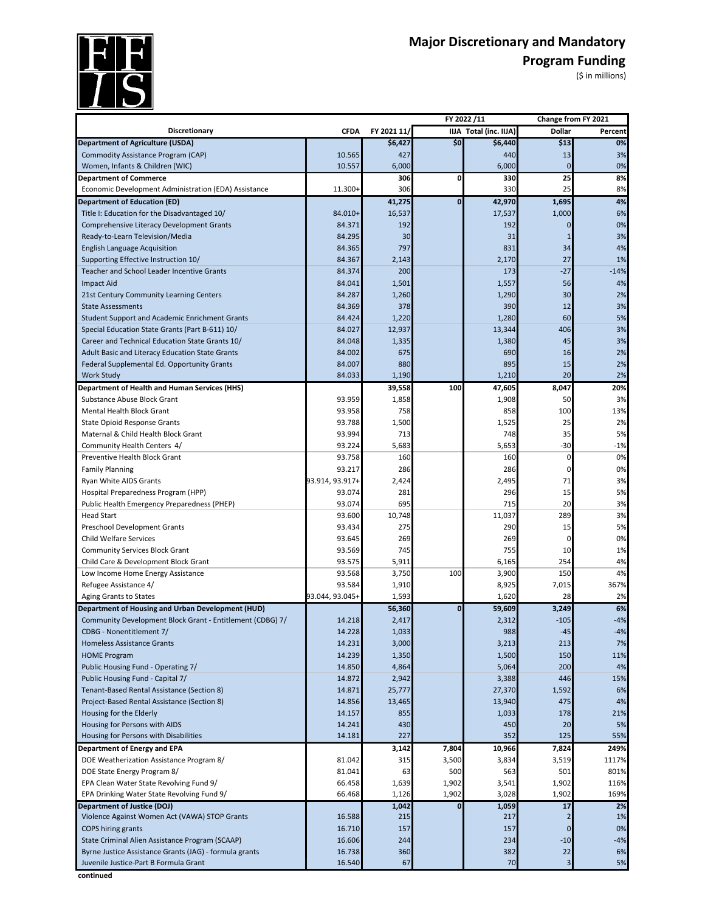# Major Discretionary and Mandatory Program Funding

($ in millions)

| Discretionary | CFDA | FY 2021 11/ | FY 2022 /11 IIJA | FY 2022 /11 Total (inc. IIJA) | Change from FY 2021 Dollar | Change from FY 2021 Percent |
|---|---|---|---|---|---|---|
| **Department of Agriculture (USDA)** | | **$6,427** | **$0** | **$6,440** | **$13** | **0%** |
| Commodity Assistance Program (CAP) | 10.565 | 427 | | 440 | 13 | 3% |
| Women, Infants & Children (WIC) | 10.557 | 6,000 | | 6,000 | 0 | 0% |
| **Department of Commerce** | | **306** | **0** | **330** | **25** | **8%** |
| Economic Development Administration (EDA) Assistance | 11.300+ | 306 | | 330 | 25 | 8% |
| **Department of Education (ED)** | | **41,275** | **0** | **42,970** | **1,695** | **4%** |
| Title I: Education for the Disadvantaged 10/ | 84.010+ | 16,537 | | 17,537 | 1,000 | 6% |
| Comprehensive Literacy Development Grants | 84.371 | 192 | | 192 | 0 | 0% |
| Ready-to-Learn Television/Media | 84.295 | 30 | | 31 | 1 | 3% |
| English Language Acquisition | 84.365 | 797 | | 831 | 34 | 4% |
| Supporting Effective Instruction 10/ | 84.367 | 2,143 | | 2,170 | 27 | 1% |
| Teacher and School Leader Incentive Grants | 84.374 | 200 | | 173 | -27 | -14% |
| Impact Aid | 84.041 | 1,501 | | 1,557 | 56 | 4% |
| 21st Century Community Learning Centers | 84.287 | 1,260 | | 1,290 | 30 | 2% |
| State Assessments | 84.369 | 378 | | 390 | 12 | 3% |
| Student Support and Academic Enrichment Grants | 84.424 | 1,220 | | 1,280 | 60 | 5% |
| Special Education State Grants (Part B-611) 10/ | 84.027 | 12,937 | | 13,344 | 406 | 3% |
| Career and Technical Education State Grants 10/ | 84.048 | 1,335 | | 1,380 | 45 | 3% |
| Adult Basic and Literacy Education State Grants | 84.002 | 675 | | 690 | 16 | 2% |
| Federal Supplemental Ed. Opportunity Grants | 84.007 | 880 | | 895 | 15 | 2% |
| Work Study | 84.033 | 1,190 | | 1,210 | 20 | 2% |
| **Department of Health and Human Services (HHS)** | | **39,558** | **100** | **47,605** | **8,047** | **20%** |
| Substance Abuse Block Grant | 93.959 | 1,858 | | 1,908 | 50 | 3% |
| Mental Health Block Grant | 93.958 | 758 | | 858 | 100 | 13% |
| State Opioid Response Grants | 93.788 | 1,500 | | 1,525 | 25 | 2% |
| Maternal & Child Health Block Grant | 93.994 | 713 | | 748 | 35 | 5% |
| Community Health Centers 4/ | 93.224 | 5,683 | | 5,653 | -30 | -1% |
| Preventive Health Block Grant | 93.758 | 160 | | 160 | 0 | 0% |
| Family Planning | 93.217 | 286 | | 286 | 0 | 0% |
| Ryan White AIDS Grants | 93.914, 93.917+ | 2,424 | | 2,495 | 71 | 3% |
| Hospital Preparedness Program (HPP) | 93.074 | 281 | | 296 | 15 | 5% |
| Public Health Emergency Preparedness (PHEP) | 93.074 | 695 | | 715 | 20 | 3% |
| Head Start | 93.600 | 10,748 | | 11,037 | 289 | 3% |
| Preschool Development Grants | 93.434 | 275 | | 290 | 15 | 5% |
| Child Welfare Services | 93.645 | 269 | | 269 | 0 | 0% |
| Community Services Block Grant | 93.569 | 745 | | 755 | 10 | 1% |
| Child Care & Development Block Grant | 93.575 | 5,911 | | 6,165 | 254 | 4% |
| Low Income Home Energy Assistance | 93.568 | 3,750 | 100 | 3,900 | 150 | 4% |
| Refugee Assistance 4/ | 93.584 | 1,910 | | 8,925 | 7,015 | 367% |
| Aging Grants to States | 93.044, 93.045+ | 1,593 | | 1,620 | 28 | 2% |
| **Department of Housing and Urban Development (HUD)** | | **56,360** | **0** | **59,609** | **3,249** | **6%** |
| Community Development Block Grant - Entitlement (CDBG) 7/ | 14.218 | 2,417 | | 2,312 | -105 | -4% |
| CDBG - Nonentitlement 7/ | 14.228 | 1,033 | | 988 | -45 | -4% |
| Homeless Assistance Grants | 14.231 | 3,000 | | 3,213 | 213 | 7% |
| HOME Program | 14.239 | 1,350 | | 1,500 | 150 | 11% |
| Public Housing Fund - Operating 7/ | 14.850 | 4,864 | | 5,064 | 200 | 4% |
| Public Housing Fund - Capital 7/ | 14.872 | 2,942 | | 3,388 | 446 | 15% |
| Tenant-Based Rental Assistance (Section 8) | 14.871 | 25,777 | | 27,370 | 1,592 | 6% |
| Project-Based Rental Assistance (Section 8) | 14.856 | 13,465 | | 13,940 | 475 | 4% |
| Housing for the Elderly | 14.157 | 855 | | 1,033 | 178 | 21% |
| Housing for Persons with AIDS | 14.241 | 430 | | 450 | 20 | 5% |
| Housing for Persons with Disabilities | 14.181 | 227 | | 352 | 125 | 55% |
| **Department of Energy and EPA** | | **3,142** | **7,804** | **10,966** | **7,824** | **249%** |
| DOE Weatherization Assistance Program 8/ | 81.042 | 315 | 3,500 | 3,834 | 3,519 | 1117% |
| DOE State Energy Program 8/ | 81.041 | 63 | 500 | 563 | 501 | 801% |
| EPA Clean Water State Revolving Fund 9/ | 66.458 | 1,639 | 1,902 | 3,541 | 1,902 | 116% |
| EPA Drinking Water State Revolving Fund 9/ | 66.468 | 1,126 | 1,902 | 3,028 | 1,902 | 169% |
| **Department of Justice (DOJ)** | | **1,042** | **0** | **1,059** | **17** | **2%** |
| Violence Against Women Act (VAWA) STOP Grants | 16.588 | 215 | | 217 | 2 | 1% |
| COPS hiring grants | 16.710 | 157 | | 157 | 0 | 0% |
| State Criminal Alien Assistance Program (SCAAP) | 16.606 | 244 | | 234 | -10 | -4% |
| Byrne Justice Assistance Grants (JAG) - formula grants | 16.738 | 360 | | 382 | 22 | 6% |
| Juvenile Justice-Part B Formula Grant | 16.540 | 67 | | 70 | 3 | 5% |

**continued**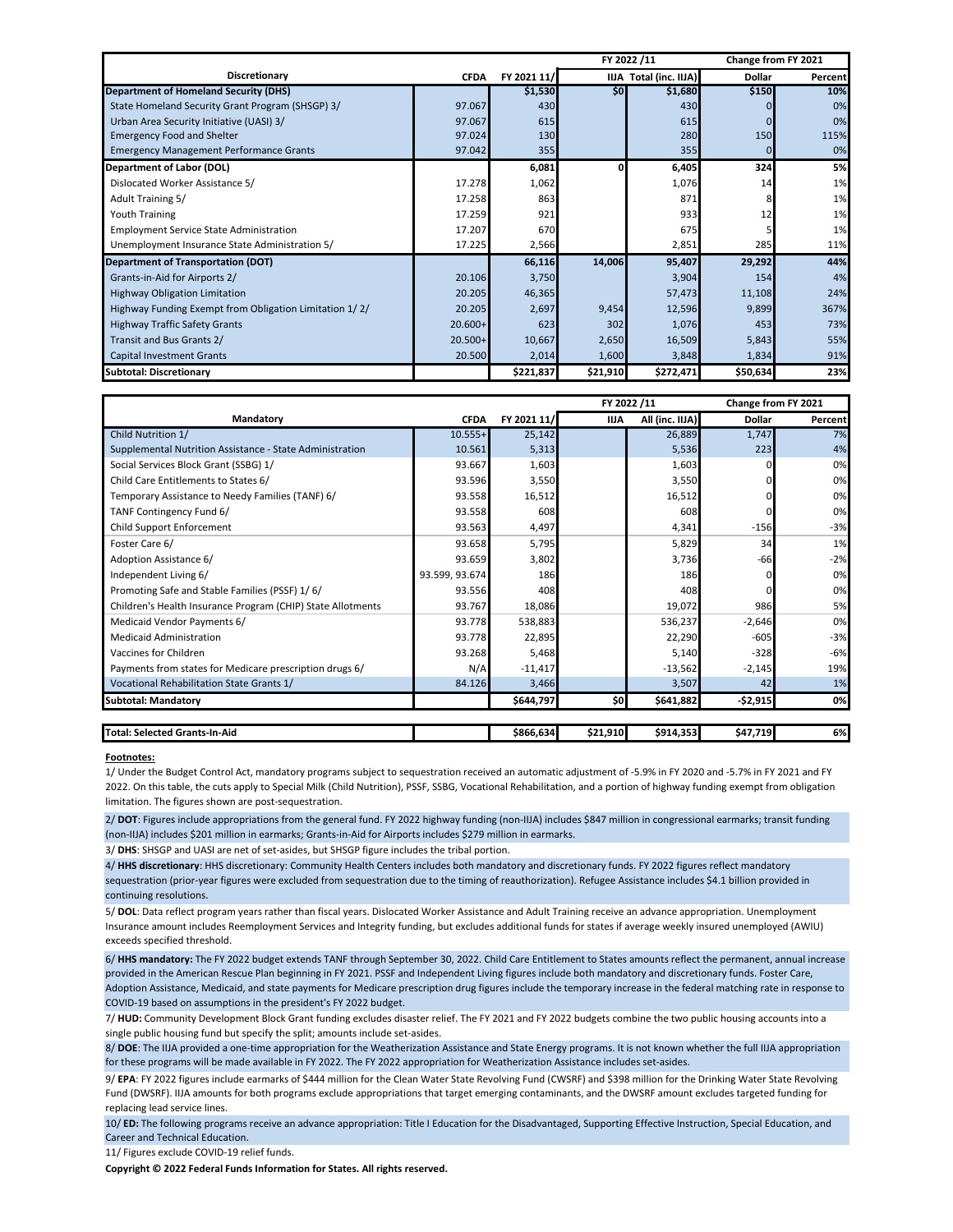| Discretionary | CFDA | FY 2021 11/ | FY 2022 /11 | | Change from FY 2021 | |
|---|---|---|---|---|---|---|
| | | | IIJA | Total (inc. IIJA) | Dollar | Percent |
| **Department of Homeland Security (DHS)** | | **$1,530** | **$0** | **$1,680** | **$150** | **10%** |
| State Homeland Security Grant Program (SHSGP) 3/ | 97.067 | 430 | | 430 | 0 | 0% |
| Urban Area Security Initiative (UASI) 3/ | 97.067 | 615 | | 615 | 0 | 0% |
| Emergency Food and Shelter | 97.024 | 130 | | 280 | 150 | 115% |
| Emergency Management Performance Grants | 97.042 | 355 | | 355 | 0 | 0% |
| **Department of Labor (DOL)** | | **6,081** | **0** | **6,405** | **324** | **5%** |
| Dislocated Worker Assistance 5/ | 17.278 | 1,062 | | 1,076 | 14 | 1% |
| Adult Training 5/ | 17.258 | 863 | | 871 | 8 | 1% |
| Youth Training | 17.259 | 921 | | 933 | 12 | 1% |
| Employment Service State Administration | 17.207 | 670 | | 675 | 5 | 1% |
| Unemployment Insurance State Administration 5/ | 17.225 | 2,566 | | 2,851 | 285 | 11% |
| **Department of Transportation (DOT)** | | **66,116** | **14,006** | **95,407** | **29,292** | **44%** |
| Grants-in-Aid for Airports 2/ | 20.106 | 3,750 | | 3,904 | 154 | 4% |
| Highway Obligation Limitation | 20.205 | 46,365 | | 57,473 | 11,108 | 24% |
| Highway Funding Exempt from Obligation Limitation 1/ 2/ | 20.205 | 2,697 | 9,454 | 12,596 | 9,899 | 367% |
| Highway Traffic Safety Grants | 20.600+ | 623 | 302 | 1,076 | 453 | 73% |
| Transit and Bus Grants 2/ | 20.500+ | 10,667 | 2,650 | 16,509 | 5,843 | 55% |
| Capital Investment Grants | 20.500 | 2,014 | 1,600 | 3,848 | 1,834 | 91% |
| **Subtotal: Discretionary** | | **$221,837** | **$21,910** | **$272,471** | **$50,634** | **23%** |

| Mandatory | CFDA | FY 2021 11/ | FY 2022 /11 | | Change from FY 2021 | |
|---|---|---|---|---|---|---|
| | | | IIJA | All (inc. IIJA) | Dollar | Percent |
| Child Nutrition 1/ | 10.555+ | 25,142 | | 26,889 | 1,747 | 7% |
| Supplemental Nutrition Assistance - State Administration | 10.561 | 5,313 | | 5,536 | 223 | 4% |
| Social Services Block Grant (SSBG) 1/ | 93.667 | 1,603 | | 1,603 | 0 | 0% |
| Child Care Entitlements to States 6/ | 93.596 | 3,550 | | 3,550 | 0 | 0% |
| Temporary Assistance to Needy Families (TANF) 6/ | 93.558 | 16,512 | | 16,512 | 0 | 0% |
| TANF Contingency Fund 6/ | 93.558 | 608 | | 608 | 0 | 0% |
| Child Support Enforcement | 93.563 | 4,497 | | 4,341 | -156 | -3% |
| Foster Care 6/ | 93.658 | 5,795 | | 5,829 | 34 | 1% |
| Adoption Assistance 6/ | 93.659 | 3,802 | | 3,736 | -66 | -2% |
| Independent Living 6/ | 93.599, 93.674 | 186 | | 186 | 0 | 0% |
| Promoting Safe and Stable Families (PSSF) 1/ 6/ | 93.556 | 408 | | 408 | 0 | 0% |
| Children's Health Insurance Program (CHIP) State Allotments | 93.767 | 18,086 | | 19,072 | 986 | 5% |
| Medicaid Vendor Payments 6/ | 93.778 | 538,883 | | 536,237 | -2,646 | 0% |
| Medicaid Administration | 93.778 | 22,895 | | 22,290 | -605 | -3% |
| Vaccines for Children | 93.268 | 5,468 | | 5,140 | -328 | -6% |
| Payments from states for Medicare prescription drugs 6/ | N/A | -11,417 | | -13,562 | -2,145 | 19% |
| Vocational Rehabilitation State Grants 1/ | 84.126 | 3,466 | | 3,507 | 42 | 1% |
| **Subtotal: Mandatory** | | **$644,797** | **$0** | **$641,882** | **-$2,915** | **0%** |
| | | | | | | |
| **Total: Selected Grants-In-Aid** | | **$866,634** | **$21,910** | **$914,353** | **$47,719** | **6%** |

**Footnotes:**

1/ Under the Budget Control Act, mandatory programs subject to sequestration received an automatic adjustment of -5.9% in FY 2020 and -5.7% in FY 2021 and FY 2022. On this table, the cuts apply to Special Milk (Child Nutrition), PSSF, SSBG, Vocational Rehabilitation, and a portion of highway funding exempt from obligation limitation. The figures shown are post-sequestration.

2/ **DOT**: Figures include appropriations from the general fund. FY 2022 highway funding (non-IIJA) includes $847 million in congressional earmarks; transit funding (non-IIJA) includes $201 million in earmarks; Grants-in-Aid for Airports includes $279 million in earmarks.

3/ **DHS**: SHSGP and UASI are net of set-asides, but SHSGP figure includes the tribal portion.

4/ **HHS discretionary**: HHS discretionary: Community Health Centers includes both mandatory and discretionary funds. FY 2022 figures reflect mandatory sequestration (prior-year figures were excluded from sequestration due to the timing of reauthorization). Refugee Assistance includes $4.1 billion provided in continuing resolutions.

5/ **DOL**: Data reflect program years rather than fiscal years. Dislocated Worker Assistance and Adult Training receive an advance appropriation. Unemployment Insurance amount includes Reemployment Services and Integrity funding, but excludes additional funds for states if average weekly insured unemployed (AWIU) exceeds specified threshold.

6/ **HHS mandatory:** The FY 2022 budget extends TANF through September 30, 2022. Child Care Entitlement to States amounts reflect the permanent, annual increase provided in the American Rescue Plan beginning in FY 2021. PSSF and Independent Living figures include both mandatory and discretionary funds. Foster Care, Adoption Assistance, Medicaid, and state payments for Medicare prescription drug figures include the temporary increase in the federal matching rate in response to COVID-19 based on assumptions in the president's FY 2022 budget.

7/ **HUD:** Community Development Block Grant funding excludes disaster relief. The FY 2021 and FY 2022 budgets combine the two public housing accounts into a single public housing fund but specify the split; amounts include set-asides.

8/ **DOE**: The IIJA provided a one-time appropriation for the Weatherization Assistance and State Energy programs. It is not known whether the full IIJA appropriation for these programs will be made available in FY 2022. The FY 2022 appropriation for Weatherization Assistance includes set-asides.

9/ **EPA**: FY 2022 figures include earmarks of $444 million for the Clean Water State Revolving Fund (CWSRF) and $398 million for the Drinking Water State Revolving Fund (DWSRF). IIJA amounts for both programs exclude appropriations that target emerging contaminants, and the DWSRF amount excludes targeted funding for replacing lead service lines.

10/ **ED:** The following programs receive an advance appropriation: Title I Education for the Disadvantaged, Supporting Effective Instruction, Special Education, and Career and Technical Education.

11/ Figures exclude COVID-19 relief funds.

**Copyright © 2022 Federal Funds Information for States. All rights reserved.**